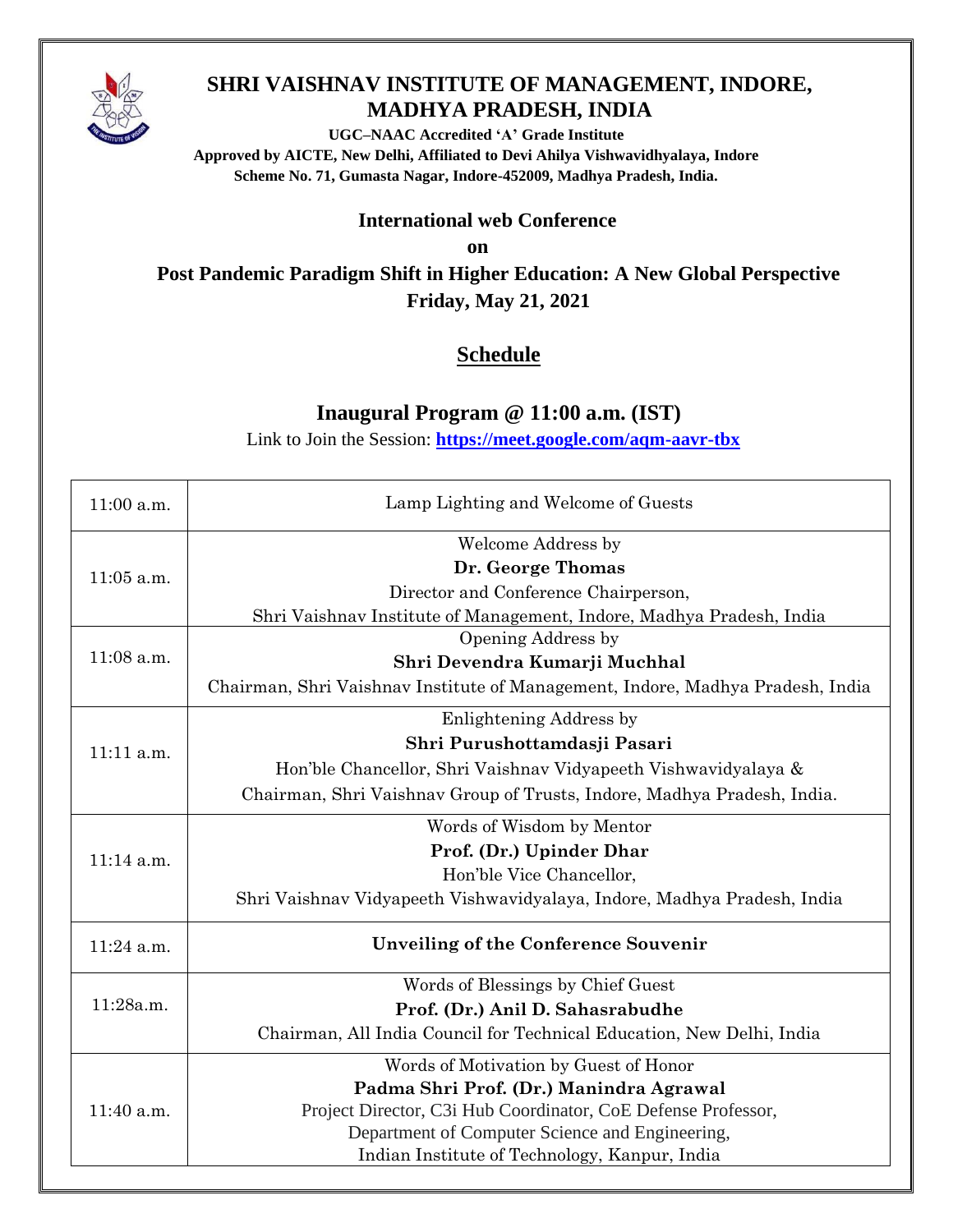# SHRI VAISHNAV INSTITUTE OF MANAGEMENT, INDORE, MADHYA PRADESH, INDIA

**UGC–NAAC Accredited 'A' Grade Institute**
**Approved by AICTE, New Delhi, Affiliated to Devi Ahilya Vishwavidhyalaya, Indore**
**Scheme No. 71, Gumasta Nagar, Indore-452009, Madhya Pradesh, India.**

**International web Conference**

**on**

**Post Pandemic Paradigm Shift in Higher Education: A New Global Perspective**
**Friday, May 21, 2021**

## Schedule

### Inaugural Program @ 11:00 a.m. (IST)

Link to Join the Session: **https://meet.google.com/aqm-aavr-tbx**

| Time | Program |
|---|---|
| 11:00 a.m. | Lamp Lighting and Welcome of Guests |
| 11:05 a.m. | Welcome Address by<br>**Dr. George Thomas**<br>Director and Conference Chairperson,<br>Shri Vaishnav Institute of Management, Indore, Madhya Pradesh, India |
| 11:08 a.m. | Opening Address by<br>**Shri Devendra Kumarji Muchhal**<br>Chairman, Shri Vaishnav Institute of Management, Indore, Madhya Pradesh, India |
| 11:11 a.m. | Enlightening Address by<br>**Shri Purushottamdasji Pasari**<br>Hon'ble Chancellor, Shri Vaishnav Vidyapeeth Vishwavidyalaya &<br>Chairman, Shri Vaishnav Group of Trusts, Indore, Madhya Pradesh, India. |
| 11:14 a.m. | Words of Wisdom by Mentor<br>**Prof. (Dr.) Upinder Dhar**<br>Hon'ble Vice Chancellor,<br>Shri Vaishnav Vidyapeeth Vishwavidyalaya, Indore, Madhya Pradesh, India |
| 11:24 a.m. | **Unveiling of the Conference Souvenir** |
| 11:28a.m. | Words of Blessings by Chief Guest<br>**Prof. (Dr.) Anil D. Sahasrabudhe**<br>Chairman, All India Council for Technical Education, New Delhi, India |
| 11:40 a.m. | Words of Motivation by Guest of Honor<br>**Padma Shri Prof. (Dr.) Manindra Agrawal**<br>Project Director, C3i Hub Coordinator, CoE Defense Professor,<br>Department of Computer Science and Engineering,<br>Indian Institute of Technology, Kanpur, India |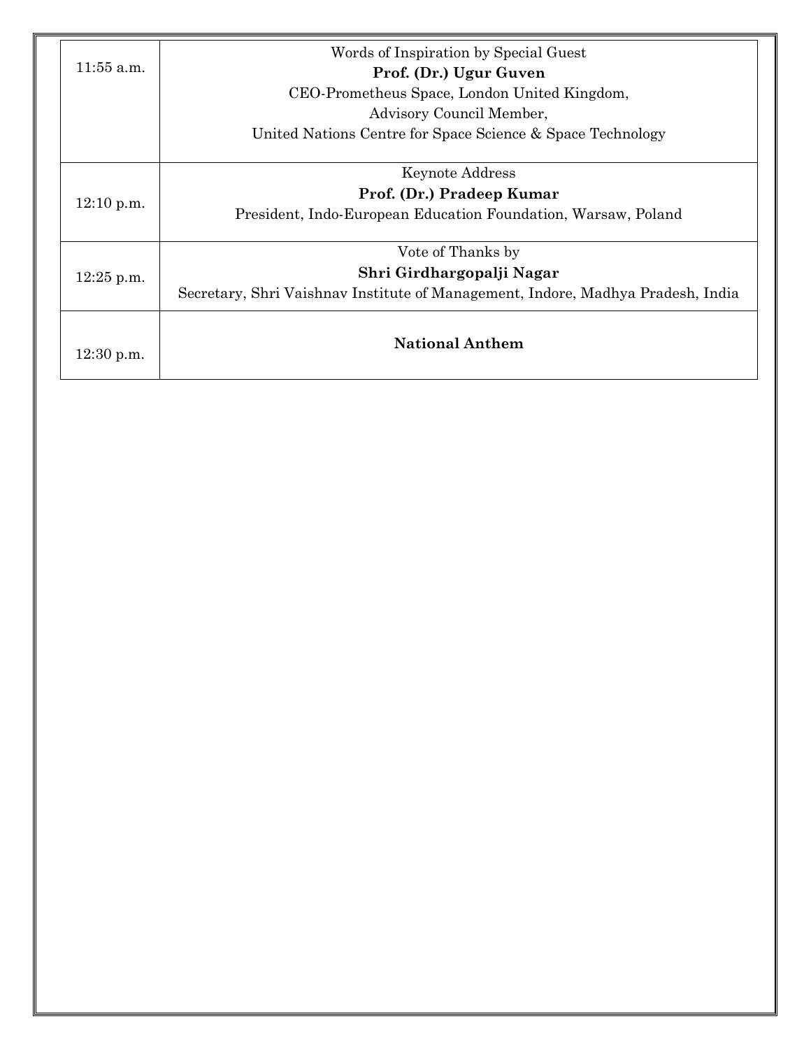| | |
|---|---|
| 11:55 a.m. | Words of Inspiration by Special Guest<br>**Prof. (Dr.) Ugur Guven**<br>CEO-Prometheus Space, London United Kingdom,<br>Advisory Council Member,<br>United Nations Centre for Space Science & Space Technology |
| 12:10 p.m. | Keynote Address<br>**Prof. (Dr.) Pradeep Kumar**<br>President, Indo-European Education Foundation, Warsaw, Poland |
| 12:25 p.m. | Vote of Thanks by<br>**Shri Girdhargopalji Nagar**<br>Secretary, Shri Vaishnav Institute of Management, Indore, Madhya Pradesh, India |
| 12:30 p.m. | **National Anthem** |